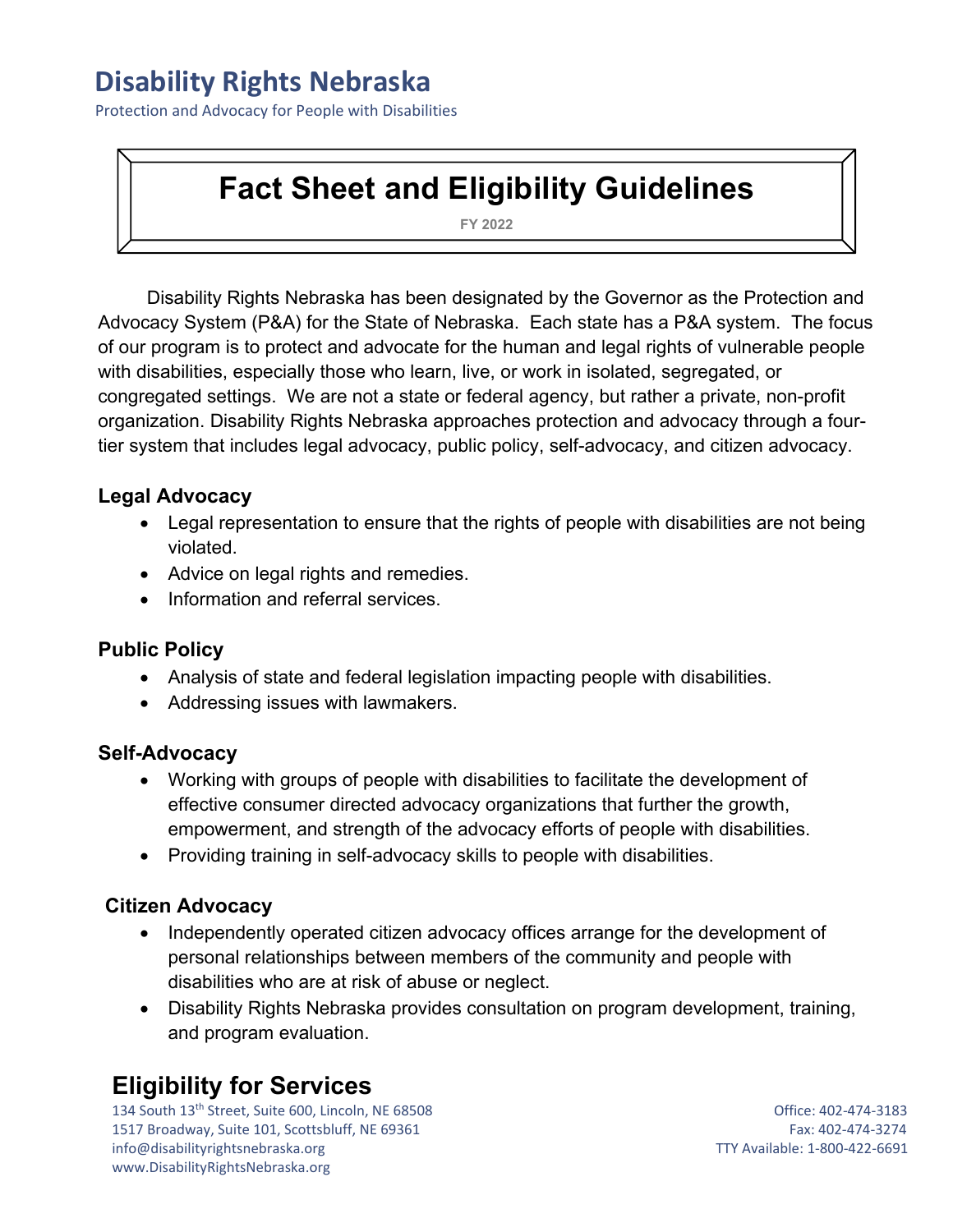# Disability Rights Nebraska

Protection and Advocacy for People with Disabilities

## Fact Sheet and Eligibility Guidelines

FY 2022

Disability Rights Nebraska has been designated by the Governor as the Protection and Advocacy System (P&A) for the State of Nebraska. Each state has a P&A system. The focus of our program is to protect and advocate for the human and legal rights of vulnerable people with disabilities, especially those who learn, live, or work in isolated, segregated, or congregated settings. We are not a state or federal agency, but rather a private, non-profit organization. Disability Rights Nebraska approaches protection and advocacy through a four-tier system that includes legal advocacy, public policy, self-advocacy, and citizen advocacy.

### Legal Advocacy

- Legal representation to ensure that the rights of people with disabilities are not being violated.
- Advice on legal rights and remedies.
- Information and referral services.

### Public Policy

- Analysis of state and federal legislation impacting people with disabilities.
- Addressing issues with lawmakers.

### Self-Advocacy

- Working with groups of people with disabilities to facilitate the development of effective consumer directed advocacy organizations that further the growth, empowerment, and strength of the advocacy efforts of people with disabilities.
- Providing training in self-advocacy skills to people with disabilities.

### Citizen Advocacy

- Independently operated citizen advocacy offices arrange for the development of personal relationships between members of the community and people with disabilities who are at risk of abuse or neglect.
- Disability Rights Nebraska provides consultation on program development, training, and program evaluation.

## Eligibility for Services

134 South 13th Street, Suite 600, Lincoln, NE 68508
1517 Broadway, Suite 101, Scottsbluff, NE 69361
info@disabilityrightsnebraska.org
www.DisabilityRightsNebraska.org

Office: 402-474-3183
Fax: 402-474-3274
TTY Available: 1-800-422-6691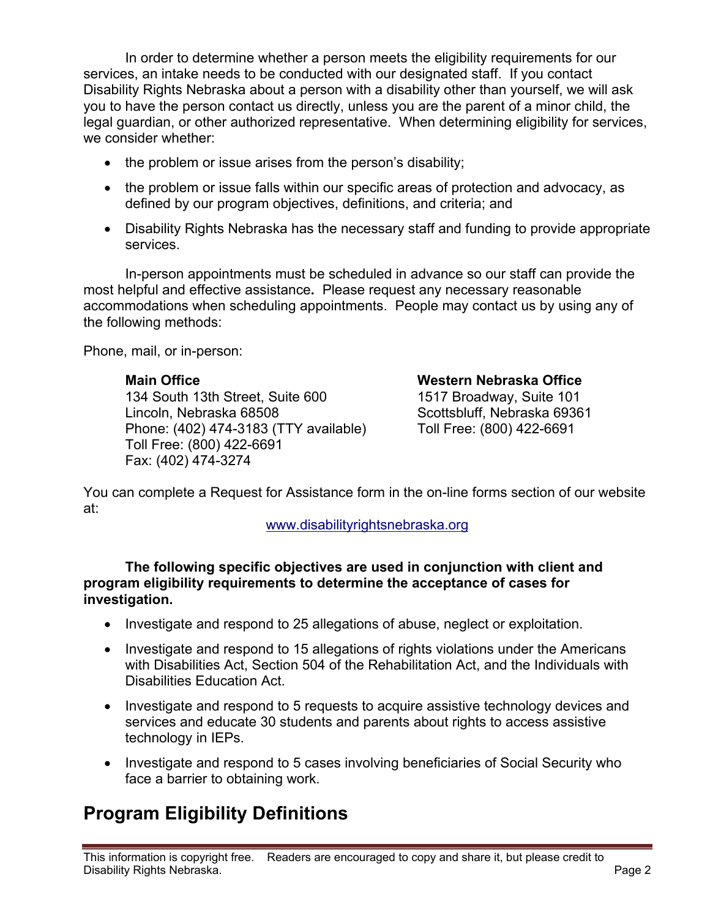In order to determine whether a person meets the eligibility requirements for our services, an intake needs to be conducted with our designated staff. If you contact Disability Rights Nebraska about a person with a disability other than yourself, we will ask you to have the person contact us directly, unless you are the parent of a minor child, the legal guardian, or other authorized representative. When determining eligibility for services, we consider whether:

- the problem or issue arises from the person's disability;
- the problem or issue falls within our specific areas of protection and advocacy, as defined by our program objectives, definitions, and criteria; and
- Disability Rights Nebraska has the necessary staff and funding to provide appropriate services.

In-person appointments must be scheduled in advance so our staff can provide the most helpful and effective assistance**.** Please request any necessary reasonable accommodations when scheduling appointments. People may contact us by using any of the following methods:

Phone, mail, or in-person:

**Main Office**
134 South 13th Street, Suite 600
Lincoln, Nebraska 68508
Phone: (402) 474-3183 (TTY available)
Toll Free: (800) 422-6691
Fax: (402) 474-3274

**Western Nebraska Office**
1517 Broadway, Suite 101
Scottsbluff, Nebraska 69361
Toll Free: (800) 422-6691

You can complete a Request for Assistance form in the on-line forms section of our website at:

www.disabilityrightsnebraska.org

**The following specific objectives are used in conjunction with client and program eligibility requirements to determine the acceptance of cases for investigation.**

- Investigate and respond to 25 allegations of abuse, neglect or exploitation.
- Investigate and respond to 15 allegations of rights violations under the Americans with Disabilities Act, Section 504 of the Rehabilitation Act, and the Individuals with Disabilities Education Act.
- Investigate and respond to 5 requests to acquire assistive technology devices and services and educate 30 students and parents about rights to access assistive technology in IEPs.
- Investigate and respond to 5 cases involving beneficiaries of Social Security who face a barrier to obtaining work.

## Program Eligibility Definitions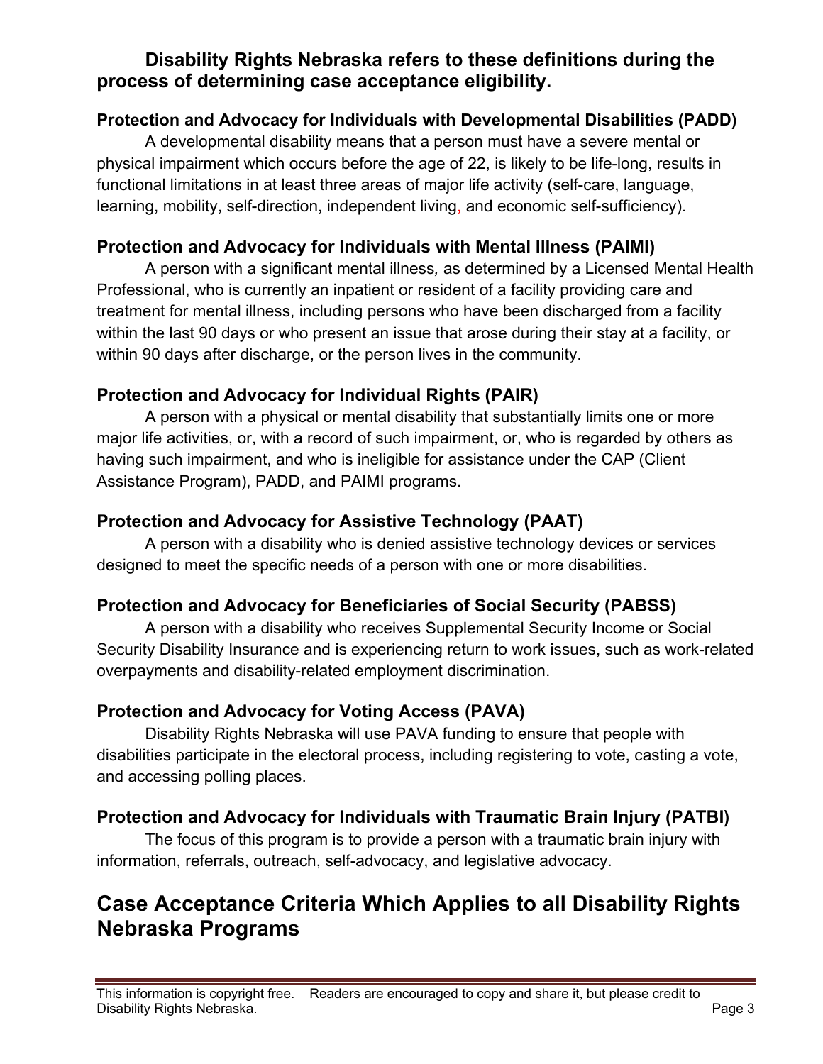**Disability Rights Nebraska refers to these definitions during the process of determining case acceptance eligibility.**

### Protection and Advocacy for Individuals with Developmental Disabilities (PADD)

A developmental disability means that a person must have a severe mental or physical impairment which occurs before the age of 22, is likely to be life-long, results in functional limitations in at least three areas of major life activity (self-care, language, learning, mobility, self-direction, independent living, and economic self-sufficiency).

### Protection and Advocacy for Individuals with Mental Illness (PAIMI)

A person with a significant mental illness, as determined by a Licensed Mental Health Professional, who is currently an inpatient or resident of a facility providing care and treatment for mental illness, including persons who have been discharged from a facility within the last 90 days or who present an issue that arose during their stay at a facility, or within 90 days after discharge, or the person lives in the community.

### Protection and Advocacy for Individual Rights (PAIR)

A person with a physical or mental disability that substantially limits one or more major life activities, or, with a record of such impairment, or, who is regarded by others as having such impairment, and who is ineligible for assistance under the CAP (Client Assistance Program), PADD, and PAIMI programs.

### Protection and Advocacy for Assistive Technology (PAAT)

A person with a disability who is denied assistive technology devices or services designed to meet the specific needs of a person with one or more disabilities.

### Protection and Advocacy for Beneficiaries of Social Security (PABSS)

A person with a disability who receives Supplemental Security Income or Social Security Disability Insurance and is experiencing return to work issues, such as work-related overpayments and disability-related employment discrimination.

### Protection and Advocacy for Voting Access (PAVA)

Disability Rights Nebraska will use PAVA funding to ensure that people with disabilities participate in the electoral process, including registering to vote, casting a vote, and accessing polling places.

### Protection and Advocacy for Individuals with Traumatic Brain Injury (PATBI)

The focus of this program is to provide a person with a traumatic brain injury with information, referrals, outreach, self-advocacy, and legislative advocacy.

## Case Acceptance Criteria Which Applies to all Disability Rights Nebraska Programs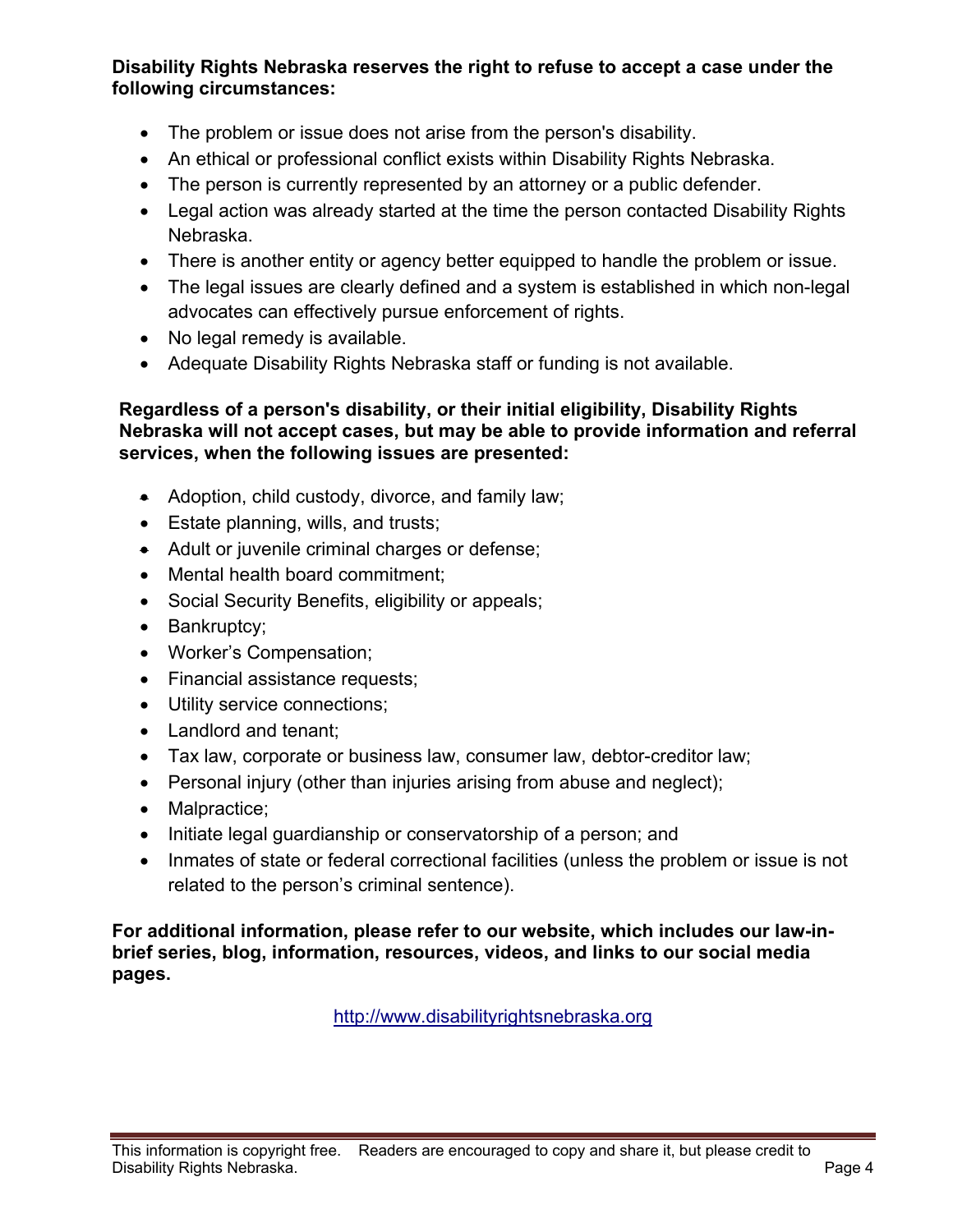**Disability Rights Nebraska reserves the right to refuse to accept a case under the following circumstances:**

- The problem or issue does not arise from the person's disability.
- An ethical or professional conflict exists within Disability Rights Nebraska.
- The person is currently represented by an attorney or a public defender.
- Legal action was already started at the time the person contacted Disability Rights Nebraska.
- There is another entity or agency better equipped to handle the problem or issue.
- The legal issues are clearly defined and a system is established in which non-legal advocates can effectively pursue enforcement of rights.
- No legal remedy is available.
- Adequate Disability Rights Nebraska staff or funding is not available.

**Regardless of a person's disability, or their initial eligibility, Disability Rights Nebraska will not accept cases, but may be able to provide information and referral services, when the following issues are presented:**

- Adoption, child custody, divorce, and family law;
- Estate planning, wills, and trusts;
- Adult or juvenile criminal charges or defense;
- Mental health board commitment;
- Social Security Benefits, eligibility or appeals;
- Bankruptcy;
- Worker's Compensation;
- Financial assistance requests;
- Utility service connections;
- Landlord and tenant;
- Tax law, corporate or business law, consumer law, debtor-creditor law;
- Personal injury (other than injuries arising from abuse and neglect);
- Malpractice;
- Initiate legal guardianship or conservatorship of a person; and
- Inmates of state or federal correctional facilities (unless the problem or issue is not related to the person's criminal sentence).

**For additional information, please refer to our website, which includes our law-in-brief series, blog, information, resources, videos, and links to our social media pages.**

http://www.disabilityrightsnebraska.org

This information is copyright free. Readers are encouraged to copy and share it, but please credit to Disability Rights Nebraska.